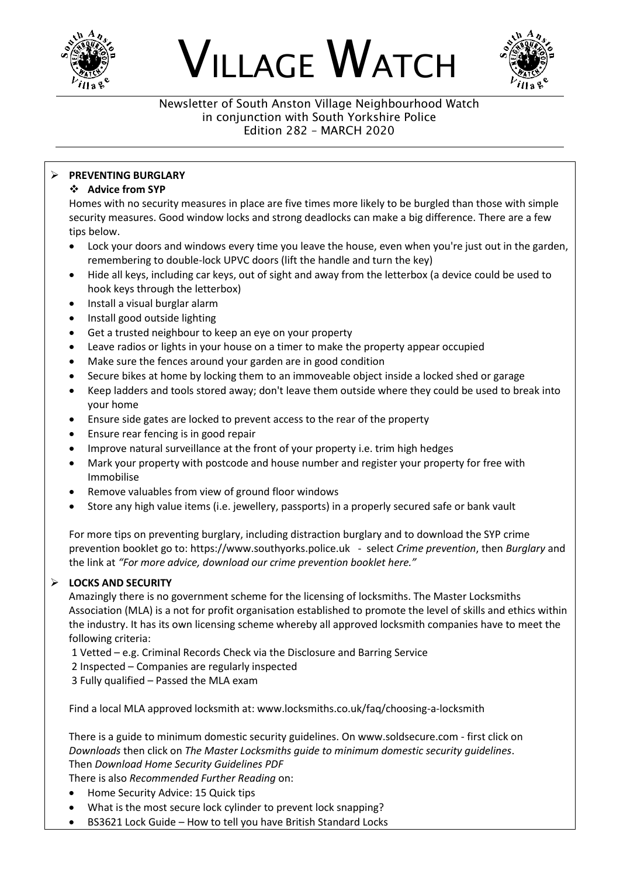# VILLAGE WATCH

Newsletter of South Anston Village Neighbourhood Watch
in conjunction with South Yorkshire Police
Edition 282 – MARCH 2020

## PREVENTING BURGLARY

### Advice from SYP

Homes with no security measures in place are five times more likely to be burgled than those with simple security measures. Good window locks and strong deadlocks can make a big difference. There are a few tips below.

- Lock your doors and windows every time you leave the house, even when you're just out in the garden, remembering to double-lock UPVC doors (lift the handle and turn the key)
- Hide all keys, including car keys, out of sight and away from the letterbox (a device could be used to hook keys through the letterbox)
- Install a visual burglar alarm
- Install good outside lighting
- Get a trusted neighbour to keep an eye on your property
- Leave radios or lights in your house on a timer to make the property appear occupied
- Make sure the fences around your garden are in good condition
- Secure bikes at home by locking them to an immoveable object inside a locked shed or garage
- Keep ladders and tools stored away; don't leave them outside where they could be used to break into your home
- Ensure side gates are locked to prevent access to the rear of the property
- Ensure rear fencing is in good repair
- Improve natural surveillance at the front of your property i.e. trim high hedges
- Mark your property with postcode and house number and register your property for free with Immobilise
- Remove valuables from view of ground floor windows
- Store any high value items (i.e. jewellery, passports) in a properly secured safe or bank vault

For more tips on preventing burglary, including distraction burglary and to download the SYP crime prevention booklet go to: https://www.southyorks.police.uk - select *Crime prevention*, then *Burglary* and the link at *"For more advice, download our crime prevention booklet here."*

## LOCKS AND SECURITY

Amazingly there is no government scheme for the licensing of locksmiths. The Master Locksmiths Association (MLA) is a not for profit organisation established to promote the level of skills and ethics within the industry. It has its own licensing scheme whereby all approved locksmith companies have to meet the following criteria:

1 Vetted – e.g. Criminal Records Check via the Disclosure and Barring Service
2 Inspected – Companies are regularly inspected
3 Fully qualified – Passed the MLA exam

Find a local MLA approved locksmith at: www.locksmiths.co.uk/faq/choosing-a-locksmith

There is a guide to minimum domestic security guidelines. On www.soldsecure.com - first click on *Downloads* then click on *The Master Locksmiths guide to minimum domestic security guidelines*. Then *Download Home Security Guidelines PDF*

There is also *Recommended Further Reading* on:

- Home Security Advice: 15 Quick tips
- What is the most secure lock cylinder to prevent lock snapping?
- BS3621 Lock Guide – How to tell you have British Standard Locks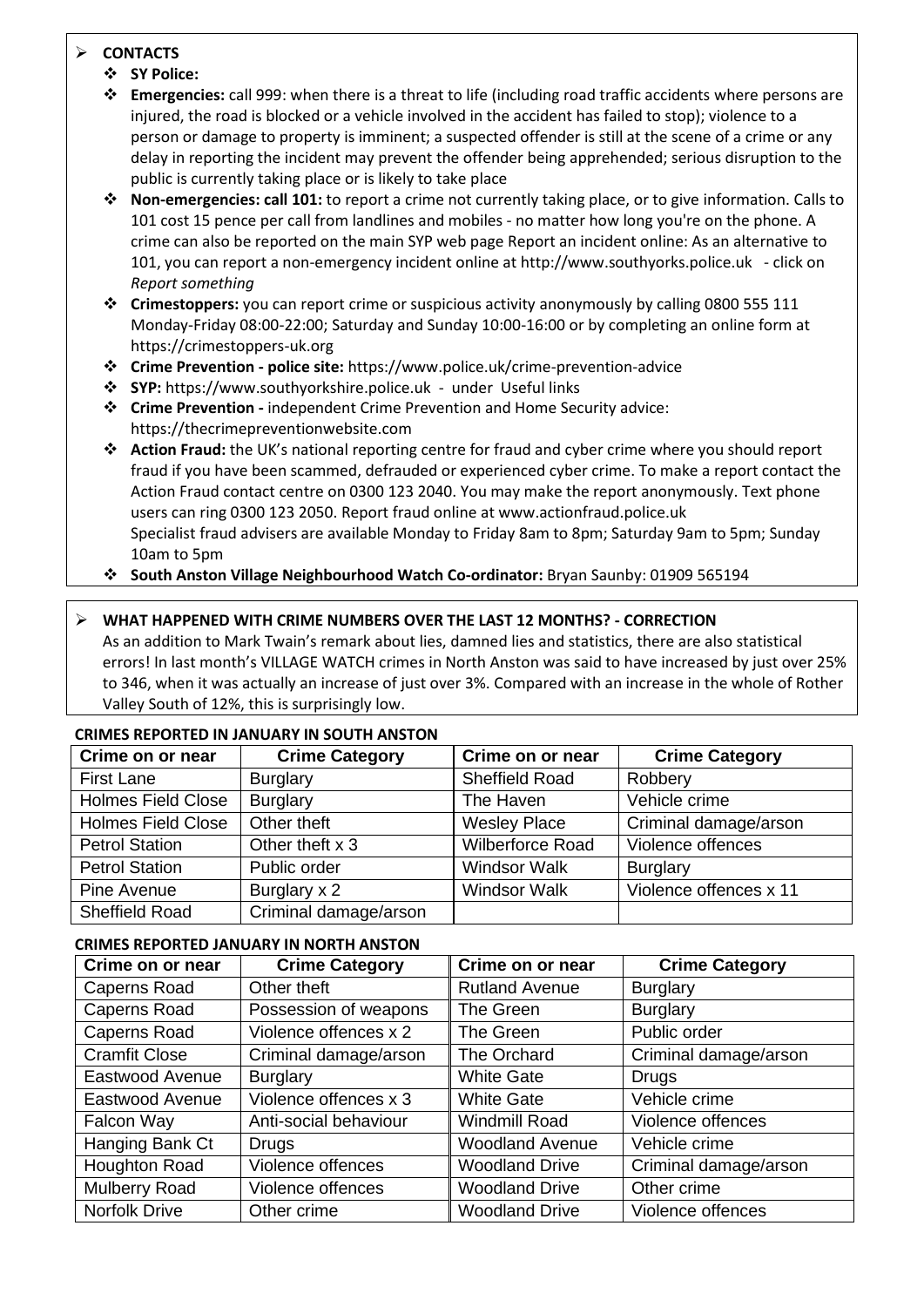- **CONTACTS**
  - **SY Police:**
  - **Emergencies:** call 999: when there is a threat to life (including road traffic accidents where persons are injured, the road is blocked or a vehicle involved in the accident has failed to stop); violence to a person or damage to property is imminent; a suspected offender is still at the scene of a crime or any delay in reporting the incident may prevent the offender being apprehended; serious disruption to the public is currently taking place or is likely to take place
  - **Non-emergencies: call 101:** to report a crime not currently taking place, or to give information. Calls to 101 cost 15 pence per call from landlines and mobiles - no matter how long you're on the phone. A crime can also be reported on the main SYP web page Report an incident online: As an alternative to 101, you can report a non-emergency incident online at http://www.southyorks.police.uk - click on *Report something*
  - **Crimestoppers:** you can report crime or suspicious activity anonymously by calling 0800 555 111 Monday-Friday 08:00-22:00; Saturday and Sunday 10:00-16:00 or by completing an online form at https://crimestoppers-uk.org
  - **Crime Prevention - police site:** https://www.police.uk/crime-prevention-advice
  - **SYP:** https://www.southyorkshire.police.uk - under Useful links
  - **Crime Prevention -** independent Crime Prevention and Home Security advice: https://thecrimepreventionwebsite.com
  - **Action Fraud:** the UK's national reporting centre for fraud and cyber crime where you should report fraud if you have been scammed, defrauded or experienced cyber crime. To make a report contact the Action Fraud contact centre on 0300 123 2040. You may make the report anonymously. Text phone users can ring 0300 123 2050. Report fraud online at www.actionfraud.police.uk
    Specialist fraud advisers are available Monday to Friday 8am to 8pm; Saturday 9am to 5pm; Sunday 10am to 5pm
  - **South Anston Village Neighbourhood Watch Co-ordinator:** Bryan Saunby: 01909 565194

- **WHAT HAPPENED WITH CRIME NUMBERS OVER THE LAST 12 MONTHS? - CORRECTION**

  As an addition to Mark Twain's remark about lies, damned lies and statistics, there are also statistical errors! In last month's VILLAGE WATCH crimes in North Anston was said to have increased by just over 25% to 346, when it was actually an increase of just over 3%. Compared with an increase in the whole of Rother Valley South of 12%, this is surprisingly low.

**CRIMES REPORTED IN JANUARY IN SOUTH ANSTON**

| Crime on or near | Crime Category | Crime on or near | Crime Category |
|---|---|---|---|
| First Lane | Burglary | Sheffield Road | Robbery |
| Holmes Field Close | Burglary | The Haven | Vehicle crime |
| Holmes Field Close | Other theft | Wesley Place | Criminal damage/arson |
| Petrol Station | Other theft x 3 | Wilberforce Road | Violence offences |
| Petrol Station | Public order | Windsor Walk | Burglary |
| Pine Avenue | Burglary x 2 | Windsor Walk | Violence offences x 11 |
| Sheffield Road | Criminal damage/arson | | |

**CRIMES REPORTED JANUARY IN NORTH ANSTON**

| Crime on or near | Crime Category | Crime on or near | Crime Category |
|---|---|---|---|
| Caperns Road | Other theft | Rutland Avenue | Burglary |
| Caperns Road | Possession of weapons | The Green | Burglary |
| Caperns Road | Violence offences x 2 | The Green | Public order |
| Cramfit Close | Criminal damage/arson | The Orchard | Criminal damage/arson |
| Eastwood Avenue | Burglary | White Gate | Drugs |
| Eastwood Avenue | Violence offences x 3 | White Gate | Vehicle crime |
| Falcon Way | Anti-social behaviour | Windmill Road | Violence offences |
| Hanging Bank Ct | Drugs | Woodland Avenue | Vehicle crime |
| Houghton Road | Violence offences | Woodland Drive | Criminal damage/arson |
| Mulberry Road | Violence offences | Woodland Drive | Other crime |
| Norfolk Drive | Other crime | Woodland Drive | Violence offences |